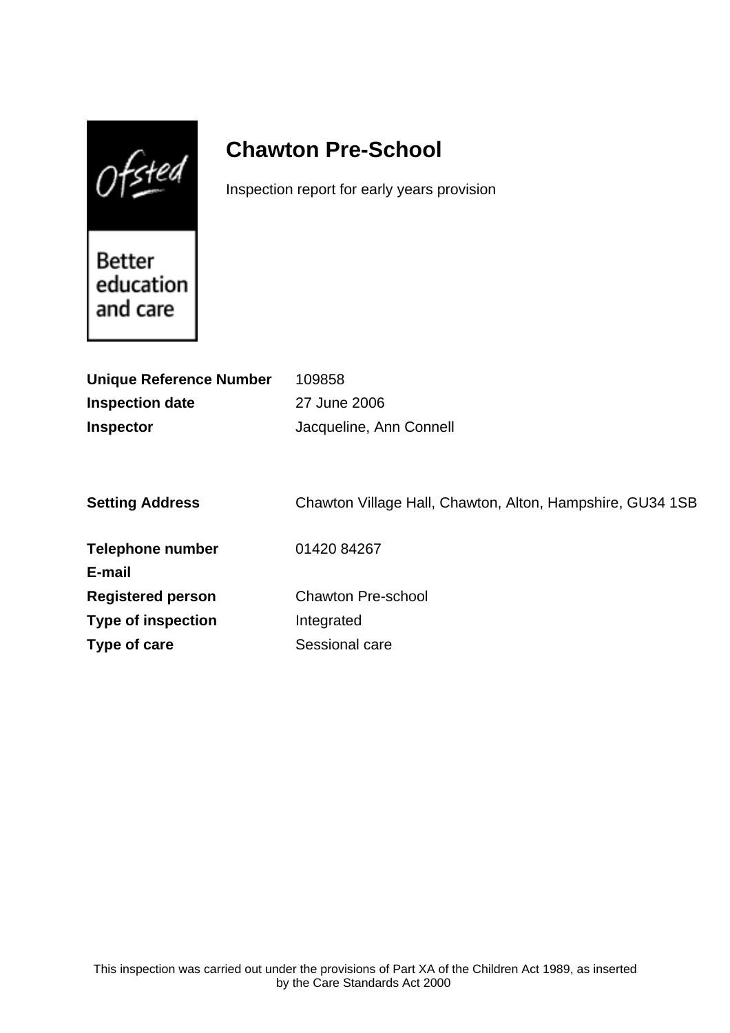# Chawton Pre-School

Inspection report for early years provision

| | |
|---|---|
| **Unique Reference Number** | 109858 |
| **Inspection date** | 27 June 2006 |
| **Inspector** | Jacqueline, Ann Connell |
| | |
| **Setting Address** | Chawton Village Hall, Chawton, Alton, Hampshire, GU34 1SB |
| | |
| **Telephone number** | 01420 84267 |
| **E-mail** | |
| **Registered person** | Chawton Pre-school |
| **Type of inspection** | Integrated |
| **Type of care** | Sessional care |

This inspection was carried out under the provisions of Part XA of the Children Act 1989, as inserted by the Care Standards Act 2000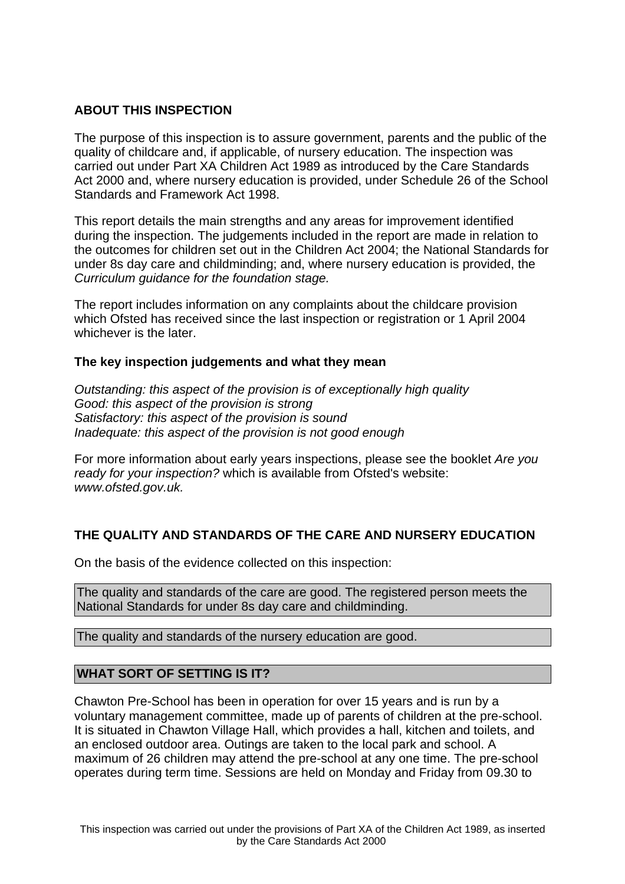## ABOUT THIS INSPECTION

The purpose of this inspection is to assure government, parents and the public of the quality of childcare and, if applicable, of nursery education. The inspection was carried out under Part XA Children Act 1989 as introduced by the Care Standards Act 2000 and, where nursery education is provided, under Schedule 26 of the School Standards and Framework Act 1998.

This report details the main strengths and any areas for improvement identified during the inspection. The judgements included in the report are made in relation to the outcomes for children set out in the Children Act 2004; the National Standards for under 8s day care and childminding; and, where nursery education is provided, the *Curriculum guidance for the foundation stage.*

The report includes information on any complaints about the childcare provision which Ofsted has received since the last inspection or registration or 1 April 2004 whichever is the later.

### The key inspection judgements and what they mean

*Outstanding: this aspect of the provision is of exceptionally high quality*
*Good: this aspect of the provision is strong*
*Satisfactory: this aspect of the provision is sound*
*Inadequate: this aspect of the provision is not good enough*

For more information about early years inspections, please see the booklet *Are you ready for your inspection?* which is available from Ofsted's website: *www.ofsted.gov.uk.*

## THE QUALITY AND STANDARDS OF THE CARE AND NURSERY EDUCATION

On the basis of the evidence collected on this inspection:

The quality and standards of the care are good. The registered person meets the National Standards for under 8s day care and childminding.

The quality and standards of the nursery education are good.

## WHAT SORT OF SETTING IS IT?

Chawton Pre-School has been in operation for over 15 years and is run by a voluntary management committee, made up of parents of children at the pre-school. It is situated in Chawton Village Hall, which provides a hall, kitchen and toilets, and an enclosed outdoor area. Outings are taken to the local park and school. A maximum of 26 children may attend the pre-school at any one time. The pre-school operates during term time. Sessions are held on Monday and Friday from 09.30 to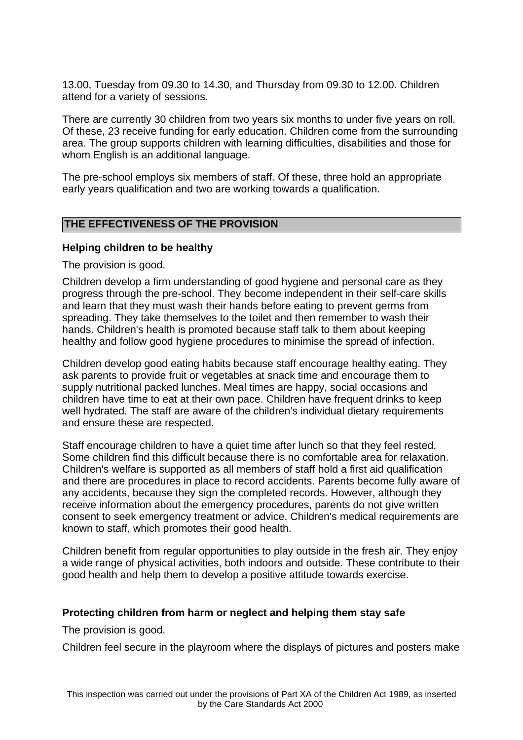13.00, Tuesday from 09.30 to 14.30, and Thursday from 09.30 to 12.00. Children attend for a variety of sessions.

There are currently 30 children from two years six months to under five years on roll. Of these, 23 receive funding for early education. Children come from the surrounding area. The group supports children with learning difficulties, disabilities and those for whom English is an additional language.

The pre-school employs six members of staff. Of these, three hold an appropriate early years qualification and two are working towards a qualification.

## THE EFFECTIVENESS OF THE PROVISION

### Helping children to be healthy

The provision is good.

Children develop a firm understanding of good hygiene and personal care as they progress through the pre-school. They become independent in their self-care skills and learn that they must wash their hands before eating to prevent germs from spreading. They take themselves to the toilet and then remember to wash their hands. Children's health is promoted because staff talk to them about keeping healthy and follow good hygiene procedures to minimise the spread of infection.

Children develop good eating habits because staff encourage healthy eating. They ask parents to provide fruit or vegetables at snack time and encourage them to supply nutritional packed lunches. Meal times are happy, social occasions and children have time to eat at their own pace. Children have frequent drinks to keep well hydrated. The staff are aware of the children's individual dietary requirements and ensure these are respected.

Staff encourage children to have a quiet time after lunch so that they feel rested. Some children find this difficult because there is no comfortable area for relaxation. Children's welfare is supported as all members of staff hold a first aid qualification and there are procedures in place to record accidents. Parents become fully aware of any accidents, because they sign the completed records. However, although they receive information about the emergency procedures, parents do not give written consent to seek emergency treatment or advice. Children's medical requirements are known to staff, which promotes their good health.

Children benefit from regular opportunities to play outside in the fresh air. They enjoy a wide range of physical activities, both indoors and outside. These contribute to their good health and help them to develop a positive attitude towards exercise.

### Protecting children from harm or neglect and helping them stay safe

The provision is good.

Children feel secure in the playroom where the displays of pictures and posters make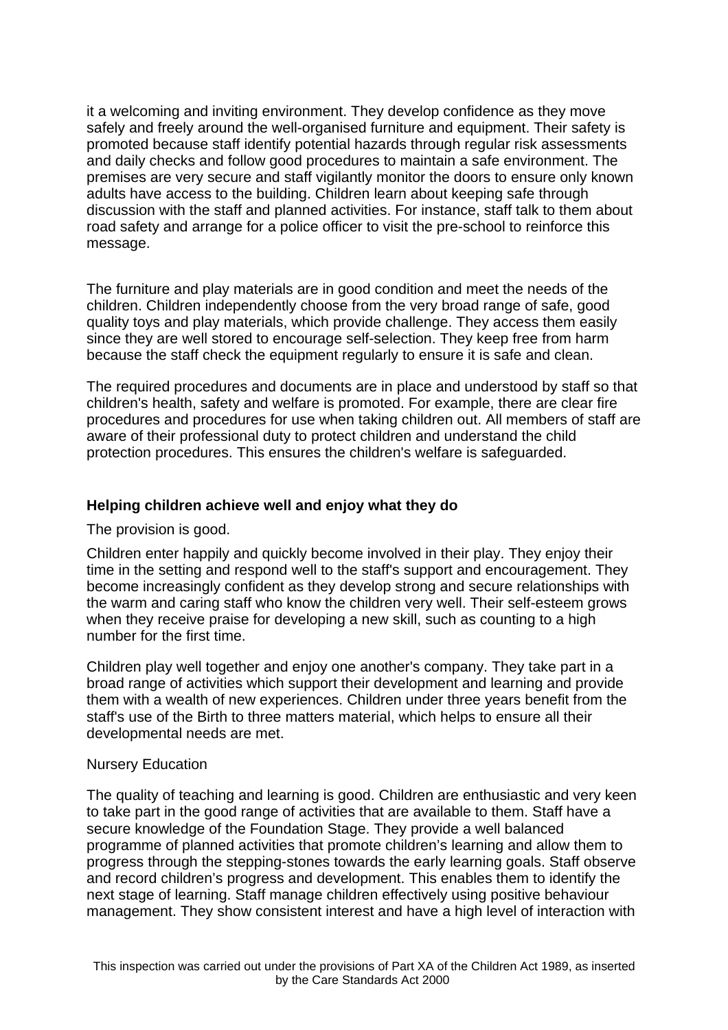it a welcoming and inviting environment. They develop confidence as they move safely and freely around the well-organised furniture and equipment. Their safety is promoted because staff identify potential hazards through regular risk assessments and daily checks and follow good procedures to maintain a safe environment. The premises are very secure and staff vigilantly monitor the doors to ensure only known adults have access to the building. Children learn about keeping safe through discussion with the staff and planned activities. For instance, staff talk to them about road safety and arrange for a police officer to visit the pre-school to reinforce this message.

The furniture and play materials are in good condition and meet the needs of the children. Children independently choose from the very broad range of safe, good quality toys and play materials, which provide challenge. They access them easily since they are well stored to encourage self-selection. They keep free from harm because the staff check the equipment regularly to ensure it is safe and clean.

The required procedures and documents are in place and understood by staff so that children's health, safety and welfare is promoted. For example, there are clear fire procedures and procedures for use when taking children out. All members of staff are aware of their professional duty to protect children and understand the child protection procedures. This ensures the children's welfare is safeguarded.

**Helping children achieve well and enjoy what they do**

The provision is good.

Children enter happily and quickly become involved in their play. They enjoy their time in the setting and respond well to the staff's support and encouragement. They become increasingly confident as they develop strong and secure relationships with the warm and caring staff who know the children very well. Their self-esteem grows when they receive praise for developing a new skill, such as counting to a high number for the first time.

Children play well together and enjoy one another's company. They take part in a broad range of activities which support their development and learning and provide them with a wealth of new experiences. Children under three years benefit from the staff's use of the Birth to three matters material, which helps to ensure all their developmental needs are met.

Nursery Education

The quality of teaching and learning is good. Children are enthusiastic and very keen to take part in the good range of activities that are available to them. Staff have a secure knowledge of the Foundation Stage. They provide a well balanced programme of planned activities that promote children's learning and allow them to progress through the stepping-stones towards the early learning goals. Staff observe and record children's progress and development. This enables them to identify the next stage of learning. Staff manage children effectively using positive behaviour management. They show consistent interest and have a high level of interaction with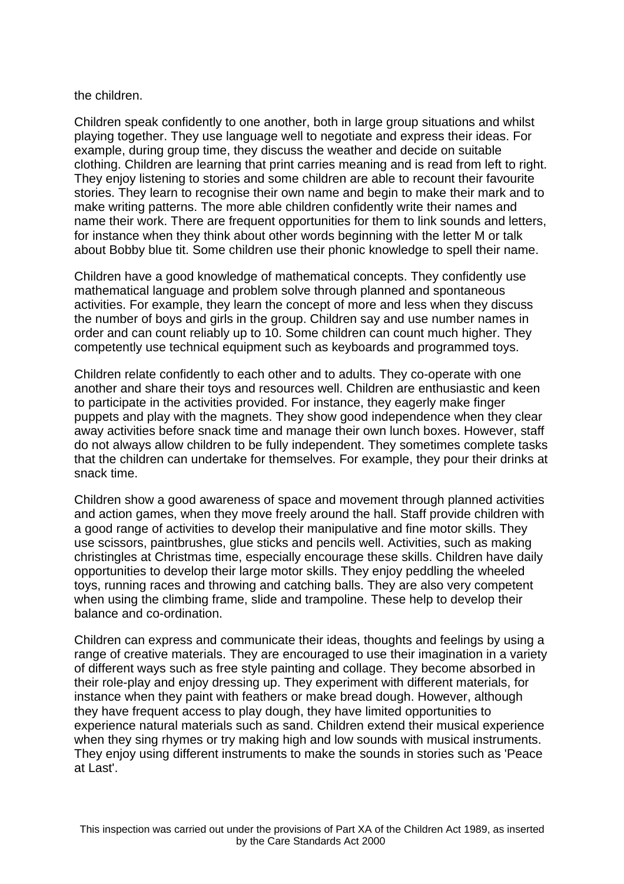the children.

Children speak confidently to one another, both in large group situations and whilst playing together. They use language well to negotiate and express their ideas. For example, during group time, they discuss the weather and decide on suitable clothing. Children are learning that print carries meaning and is read from left to right. They enjoy listening to stories and some children are able to recount their favourite stories. They learn to recognise their own name and begin to make their mark and to make writing patterns. The more able children confidently write their names and name their work. There are frequent opportunities for them to link sounds and letters, for instance when they think about other words beginning with the letter M or talk about Bobby blue tit. Some children use their phonic knowledge to spell their name.

Children have a good knowledge of mathematical concepts. They confidently use mathematical language and problem solve through planned and spontaneous activities. For example, they learn the concept of more and less when they discuss the number of boys and girls in the group. Children say and use number names in order and can count reliably up to 10. Some children can count much higher. They competently use technical equipment such as keyboards and programmed toys.

Children relate confidently to each other and to adults. They co-operate with one another and share their toys and resources well. Children are enthusiastic and keen to participate in the activities provided. For instance, they eagerly make finger puppets and play with the magnets. They show good independence when they clear away activities before snack time and manage their own lunch boxes. However, staff do not always allow children to be fully independent. They sometimes complete tasks that the children can undertake for themselves. For example, they pour their drinks at snack time.

Children show a good awareness of space and movement through planned activities and action games, when they move freely around the hall. Staff provide children with a good range of activities to develop their manipulative and fine motor skills. They use scissors, paintbrushes, glue sticks and pencils well. Activities, such as making christingles at Christmas time, especially encourage these skills. Children have daily opportunities to develop their large motor skills. They enjoy peddling the wheeled toys, running races and throwing and catching balls. They are also very competent when using the climbing frame, slide and trampoline. These help to develop their balance and co-ordination.

Children can express and communicate their ideas, thoughts and feelings by using a range of creative materials. They are encouraged to use their imagination in a variety of different ways such as free style painting and collage. They become absorbed in their role-play and enjoy dressing up. They experiment with different materials, for instance when they paint with feathers or make bread dough. However, although they have frequent access to play dough, they have limited opportunities to experience natural materials such as sand. Children extend their musical experience when they sing rhymes or try making high and low sounds with musical instruments. They enjoy using different instruments to make the sounds in stories such as 'Peace at Last'.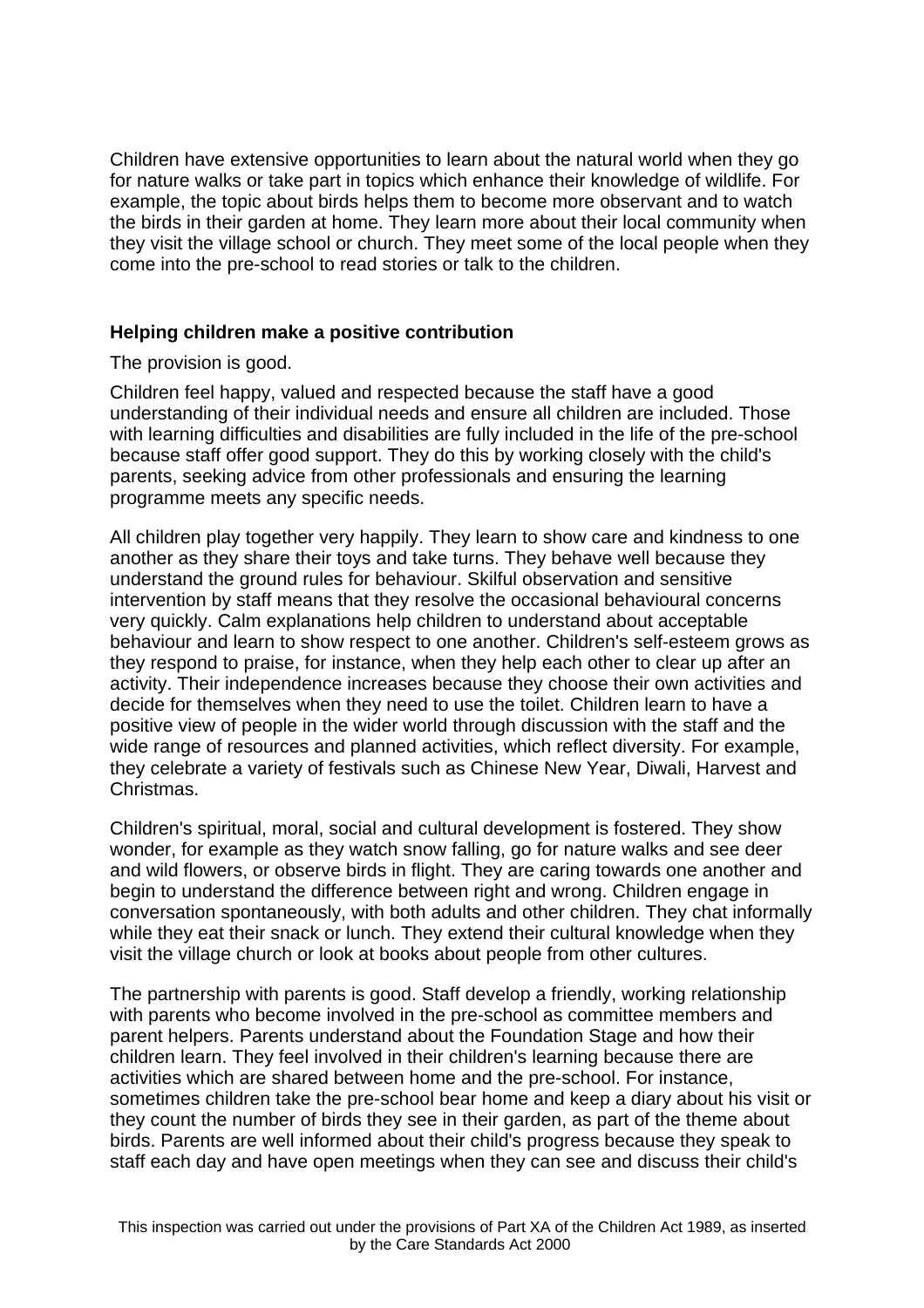Children have extensive opportunities to learn about the natural world when they go for nature walks or take part in topics which enhance their knowledge of wildlife. For example, the topic about birds helps them to become more observant and to watch the birds in their garden at home. They learn more about their local community when they visit the village school or church. They meet some of the local people when they come into the pre-school to read stories or talk to the children.

**Helping children make a positive contribution**

The provision is good.

Children feel happy, valued and respected because the staff have a good understanding of their individual needs and ensure all children are included. Those with learning difficulties and disabilities are fully included in the life of the pre-school because staff offer good support. They do this by working closely with the child's parents, seeking advice from other professionals and ensuring the learning programme meets any specific needs.

All children play together very happily. They learn to show care and kindness to one another as they share their toys and take turns. They behave well because they understand the ground rules for behaviour. Skilful observation and sensitive intervention by staff means that they resolve the occasional behavioural concerns very quickly. Calm explanations help children to understand about acceptable behaviour and learn to show respect to one another. Children's self-esteem grows as they respond to praise, for instance, when they help each other to clear up after an activity. Their independence increases because they choose their own activities and decide for themselves when they need to use the toilet. Children learn to have a positive view of people in the wider world through discussion with the staff and the wide range of resources and planned activities, which reflect diversity. For example, they celebrate a variety of festivals such as Chinese New Year, Diwali, Harvest and Christmas.

Children's spiritual, moral, social and cultural development is fostered. They show wonder, for example as they watch snow falling, go for nature walks and see deer and wild flowers, or observe birds in flight. They are caring towards one another and begin to understand the difference between right and wrong. Children engage in conversation spontaneously, with both adults and other children. They chat informally while they eat their snack or lunch. They extend their cultural knowledge when they visit the village church or look at books about people from other cultures.

The partnership with parents is good. Staff develop a friendly, working relationship with parents who become involved in the pre-school as committee members and parent helpers. Parents understand about the Foundation Stage and how their children learn. They feel involved in their children's learning because there are activities which are shared between home and the pre-school. For instance, sometimes children take the pre-school bear home and keep a diary about his visit or they count the number of birds they see in their garden, as part of the theme about birds. Parents are well informed about their child's progress because they speak to staff each day and have open meetings when they can see and discuss their child's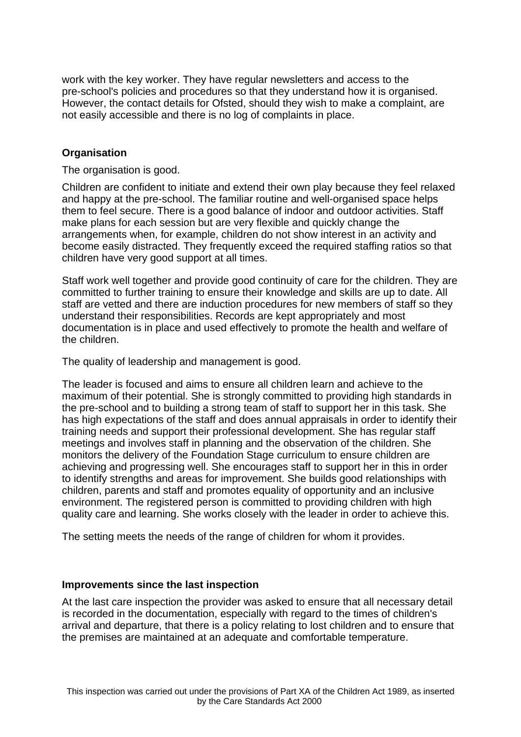work with the key worker. They have regular newsletters and access to the pre-school's policies and procedures so that they understand how it is organised. However, the contact details for Ofsted, should they wish to make a complaint, are not easily accessible and there is no log of complaints in place.

**Organisation**

The organisation is good.

Children are confident to initiate and extend their own play because they feel relaxed and happy at the pre-school. The familiar routine and well-organised space helps them to feel secure. There is a good balance of indoor and outdoor activities. Staff make plans for each session but are very flexible and quickly change the arrangements when, for example, children do not show interest in an activity and become easily distracted. They frequently exceed the required staffing ratios so that children have very good support at all times.

Staff work well together and provide good continuity of care for the children. They are committed to further training to ensure their knowledge and skills are up to date. All staff are vetted and there are induction procedures for new members of staff so they understand their responsibilities. Records are kept appropriately and most documentation is in place and used effectively to promote the health and welfare of the children.

The quality of leadership and management is good.

The leader is focused and aims to ensure all children learn and achieve to the maximum of their potential. She is strongly committed to providing high standards in the pre-school and to building a strong team of staff to support her in this task. She has high expectations of the staff and does annual appraisals in order to identify their training needs and support their professional development. She has regular staff meetings and involves staff in planning and the observation of the children. She monitors the delivery of the Foundation Stage curriculum to ensure children are achieving and progressing well. She encourages staff to support her in this in order to identify strengths and areas for improvement. She builds good relationships with children, parents and staff and promotes equality of opportunity and an inclusive environment. The registered person is committed to providing children with high quality care and learning. She works closely with the leader in order to achieve this.

The setting meets the needs of the range of children for whom it provides.

**Improvements since the last inspection**

At the last care inspection the provider was asked to ensure that all necessary detail is recorded in the documentation, especially with regard to the times of children's arrival and departure, that there is a policy relating to lost children and to ensure that the premises are maintained at an adequate and comfortable temperature.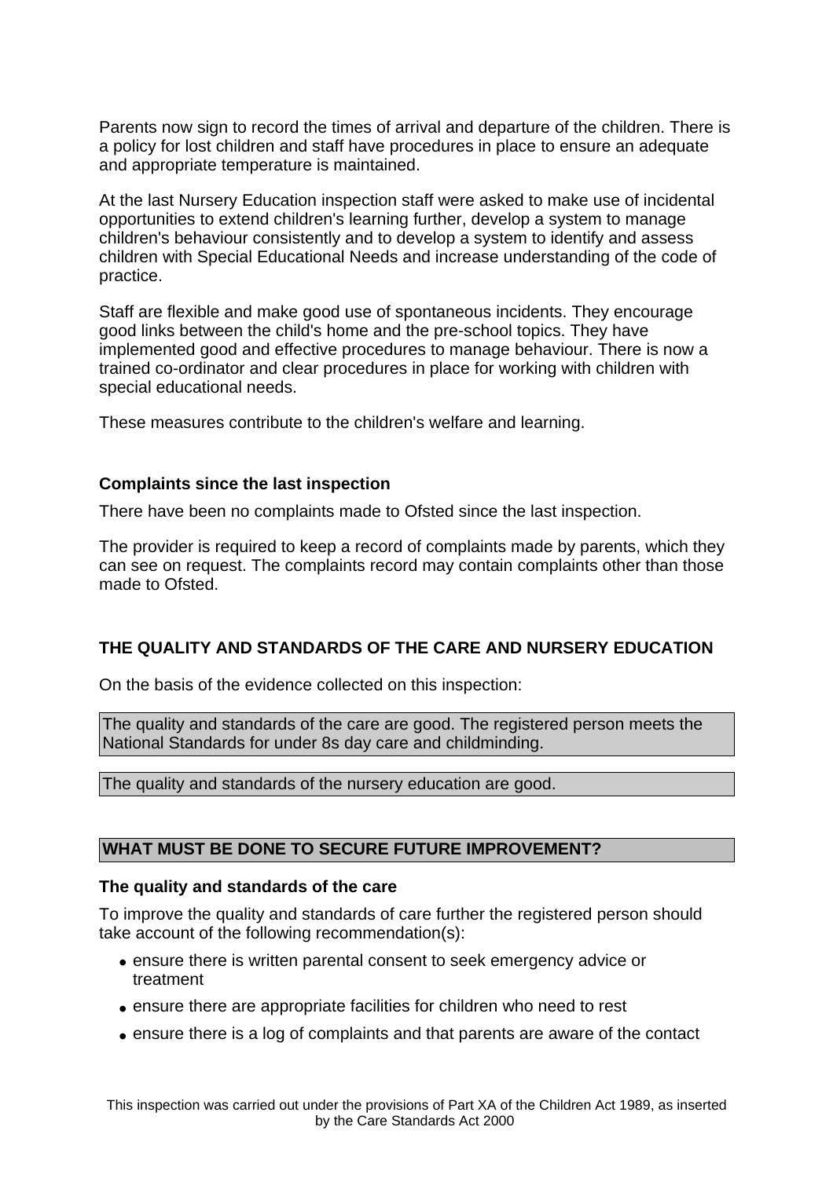Parents now sign to record the times of arrival and departure of the children. There is a policy for lost children and staff have procedures in place to ensure an adequate and appropriate temperature is maintained.

At the last Nursery Education inspection staff were asked to make use of incidental opportunities to extend children's learning further, develop a system to manage children's behaviour consistently and to develop a system to identify and assess children with Special Educational Needs and increase understanding of the code of practice.

Staff are flexible and make good use of spontaneous incidents. They encourage good links between the child's home and the pre-school topics. They have implemented good and effective procedures to manage behaviour. There is now a trained co-ordinator and clear procedures in place for working with children with special educational needs.

These measures contribute to the children's welfare and learning.

**Complaints since the last inspection**

There have been no complaints made to Ofsted since the last inspection.

The provider is required to keep a record of complaints made by parents, which they can see on request. The complaints record may contain complaints other than those made to Ofsted.

## THE QUALITY AND STANDARDS OF THE CARE AND NURSERY EDUCATION

On the basis of the evidence collected on this inspection:

The quality and standards of the care are good. The registered person meets the National Standards for under 8s day care and childminding.

The quality and standards of the nursery education are good.

## WHAT MUST BE DONE TO SECURE FUTURE IMPROVEMENT?

**The quality and standards of the care**

To improve the quality and standards of care further the registered person should take account of the following recommendation(s):

- ensure there is written parental consent to seek emergency advice or treatment
- ensure there are appropriate facilities for children who need to rest
- ensure there is a log of complaints and that parents are aware of the contact

This inspection was carried out under the provisions of Part XA of the Children Act 1989, as inserted by the Care Standards Act 2000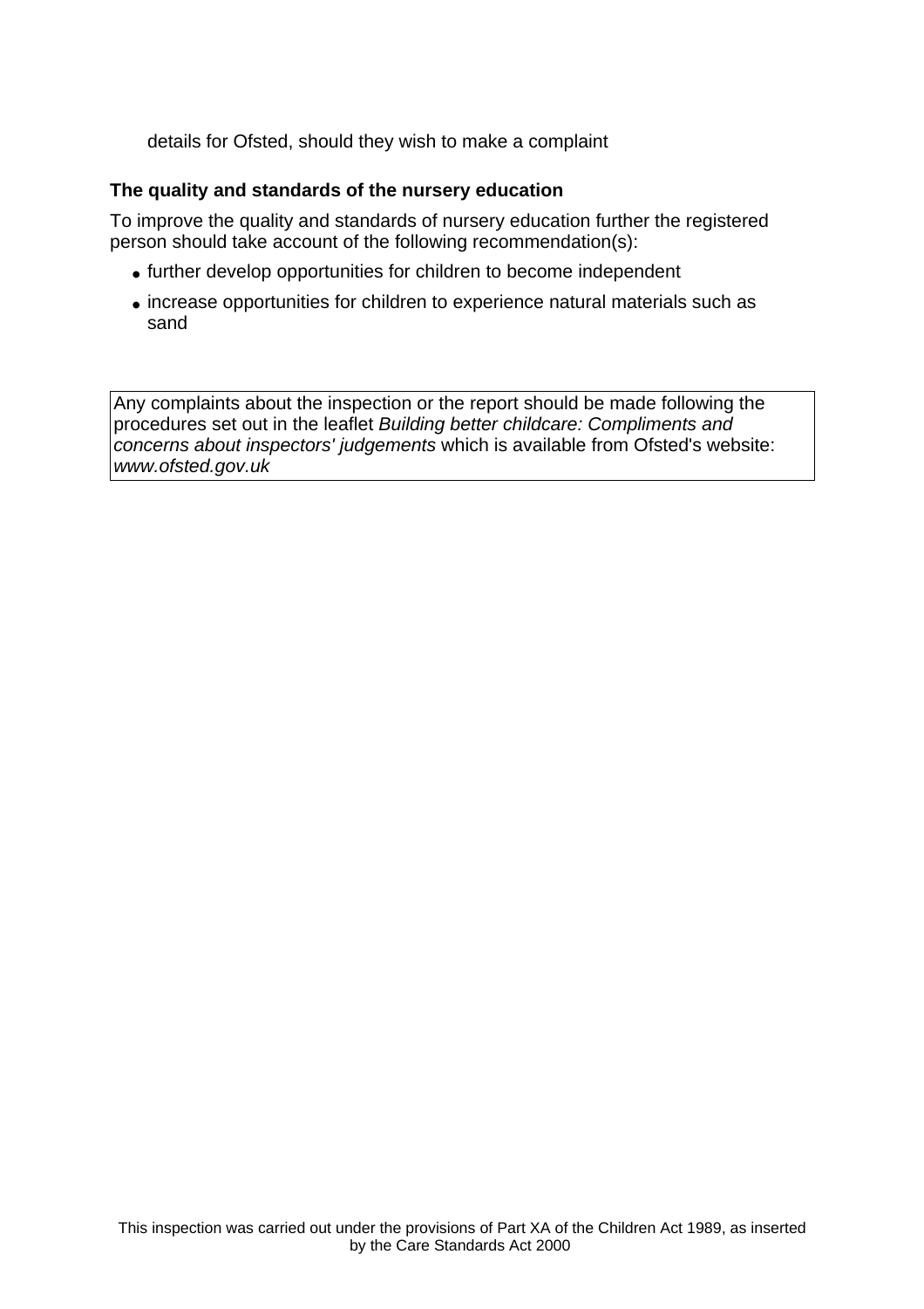details for Ofsted, should they wish to make a complaint

### The quality and standards of the nursery education

To improve the quality and standards of nursery education further the registered person should take account of the following recommendation(s):

- further develop opportunities for children to become independent
- increase opportunities for children to experience natural materials such as sand

Any complaints about the inspection or the report should be made following the procedures set out in the leaflet *Building better childcare: Compliments and concerns about inspectors' judgements* which is available from Ofsted's website: *www.ofsted.gov.uk*

This inspection was carried out under the provisions of Part XA of the Children Act 1989, as inserted by the Care Standards Act 2000